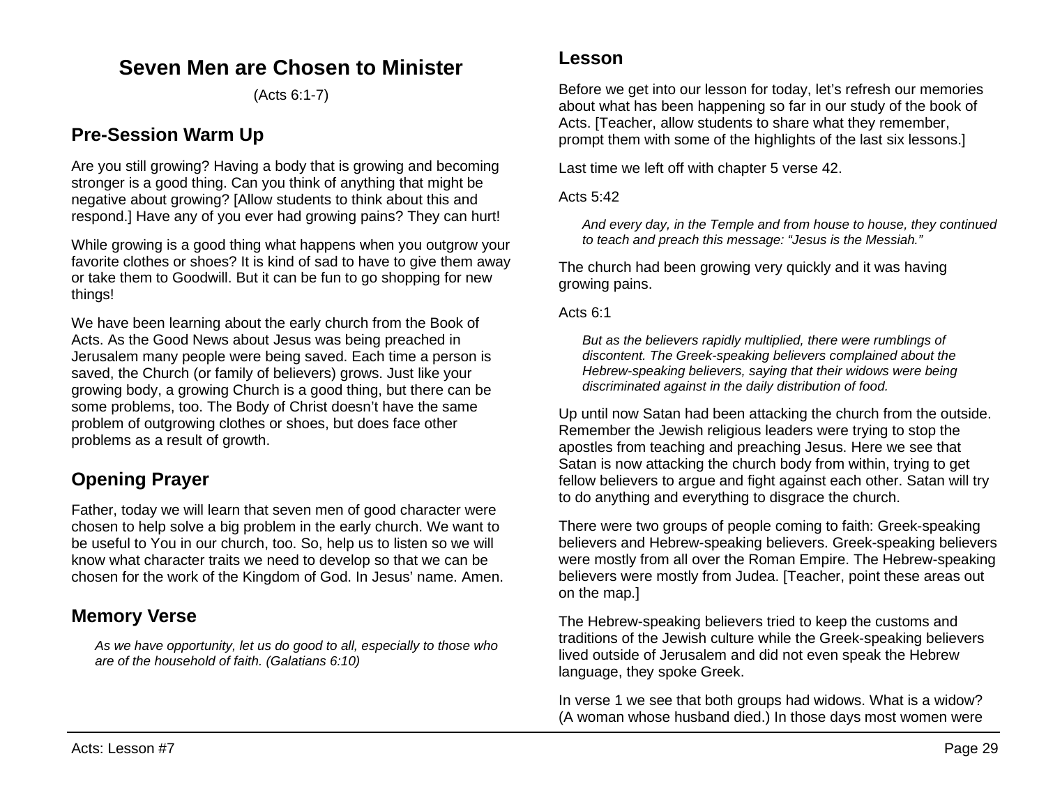# Seven Men are Chosen to Minister

(Acts 6:1-7)

## Pre-Session Warm Up

Are you still growing? Having a body that is growing and becoming stronger is a good thing. Can you think of anything that might be negative about growing? [Allow students to think about this and respond.] Have any of you ever had growing pains? They can hurt!

While growing is a good thing what happens when you outgrow your favorite clothes or shoes? It is kind of sad to have to give them away or take them to Goodwill. But it can be fun to go shopping for new things!

We have been learning about the early church from the Book of Acts. As the Good News about Jesus was being preached in Jerusalem many people were being saved. Each time a person is saved, the Church (or family of believers) grows. Just like your growing body, a growing Church is a good thing, but there can be some problems, too. The Body of Christ doesn't have the same problem of outgrowing clothes or shoes, but does face other problems as a result of growth.

## Opening Prayer

Father, today we will learn that seven men of good character were chosen to help solve a big problem in the early church. We want to be useful to You in our church, too. So, help us to listen so we will know what character traits we need to develop so that we can be chosen for the work of the Kingdom of God. In Jesus' name. Amen.

## Memory Verse

> *As we have opportunity, let us do good to all, especially to those who are of the household of faith. (Galatians 6:10)*

## Lesson

Before we get into our lesson for today, let's refresh our memories about what has been happening so far in our study of the book of Acts. [Teacher, allow students to share what they remember, prompt them with some of the highlights of the last six lessons.]

Last time we left off with chapter 5 verse 42.

Acts 5:42

> *And every day, in the Temple and from house to house, they continued to teach and preach this message: "Jesus is the Messiah."*

The church had been growing very quickly and it was having growing pains.

Acts 6:1

> *But as the believers rapidly multiplied, there were rumblings of discontent. The Greek-speaking believers complained about the Hebrew-speaking believers, saying that their widows were being discriminated against in the daily distribution of food.*

Up until now Satan had been attacking the church from the outside. Remember the Jewish religious leaders were trying to stop the apostles from teaching and preaching Jesus. Here we see that Satan is now attacking the church body from within, trying to get fellow believers to argue and fight against each other. Satan will try to do anything and everything to disgrace the church.

There were two groups of people coming to faith: Greek-speaking believers and Hebrew-speaking believers. Greek-speaking believers were mostly from all over the Roman Empire. The Hebrew-speaking believers were mostly from Judea. [Teacher, point these areas out on the map.]

The Hebrew-speaking believers tried to keep the customs and traditions of the Jewish culture while the Greek-speaking believers lived outside of Jerusalem and did not even speak the Hebrew language, they spoke Greek.

In verse 1 we see that both groups had widows. What is a widow? (A woman whose husband died.) In those days most women were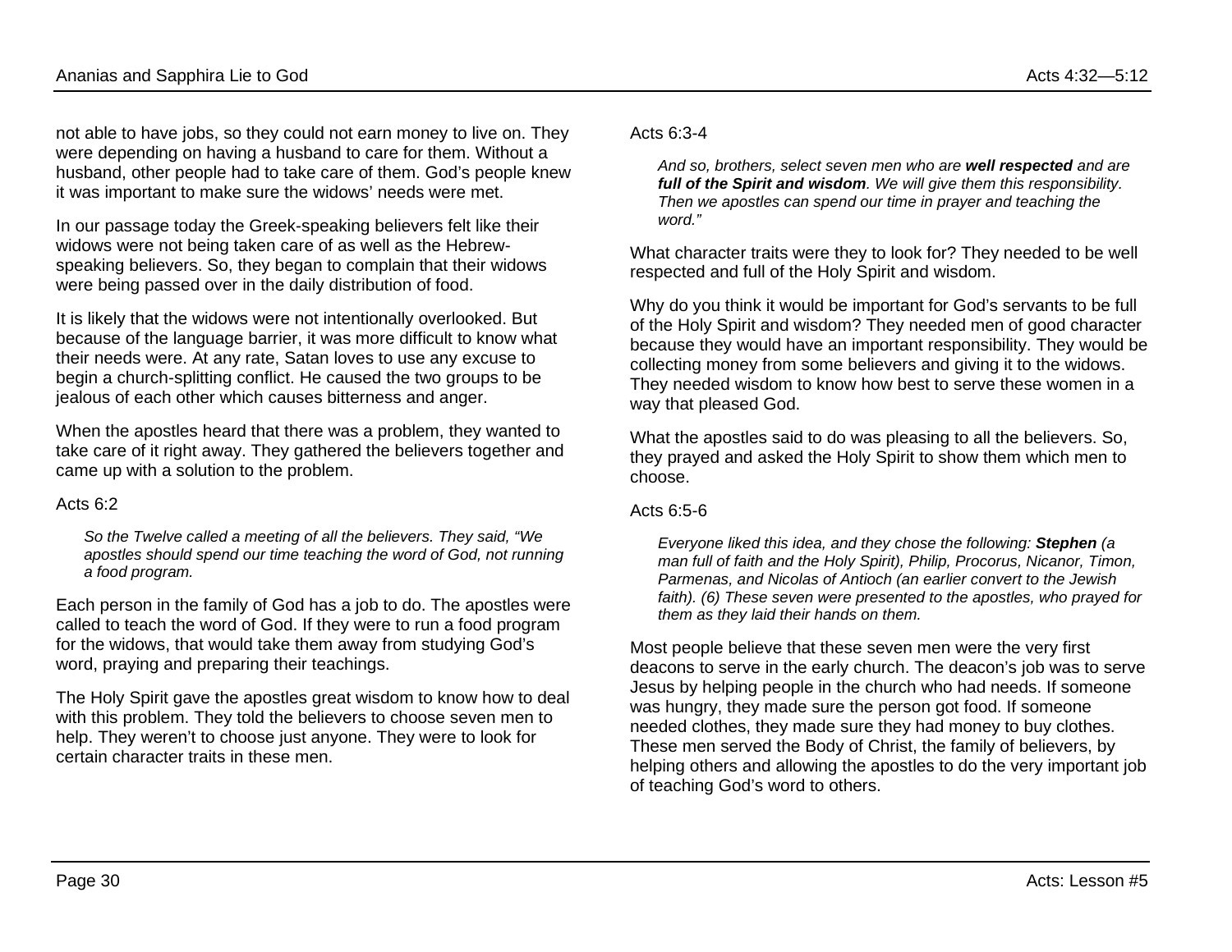not able to have jobs, so they could not earn money to live on. They were depending on having a husband to care for them. Without a husband, other people had to take care of them. God's people knew it was important to make sure the widows' needs were met.

In our passage today the Greek-speaking believers felt like their widows were not being taken care of as well as the Hebrew-speaking believers. So, they began to complain that their widows were being passed over in the daily distribution of food.

It is likely that the widows were not intentionally overlooked. But because of the language barrier, it was more difficult to know what their needs were. At any rate, Satan loves to use any excuse to begin a church-splitting conflict. He caused the two groups to be jealous of each other which causes bitterness and anger.

When the apostles heard that there was a problem, they wanted to take care of it right away. They gathered the believers together and came up with a solution to the problem.

Acts 6:2

> *So the Twelve called a meeting of all the believers. They said, "We apostles should spend our time teaching the word of God, not running a food program.*

Each person in the family of God has a job to do. The apostles were called to teach the word of God. If they were to run a food program for the widows, that would take them away from studying God's word, praying and preparing their teachings.

The Holy Spirit gave the apostles great wisdom to know how to deal with this problem. They told the believers to choose seven men to help. They weren't to choose just anyone. They were to look for certain character traits in these men.

Acts 6:3-4

> *And so, brothers, select seven men who are **well respected** and are **full of the Spirit and wisdom**. We will give them this responsibility. Then we apostles can spend our time in prayer and teaching the word."*

What character traits were they to look for? They needed to be well respected and full of the Holy Spirit and wisdom.

Why do you think it would be important for God's servants to be full of the Holy Spirit and wisdom? They needed men of good character because they would have an important responsibility. They would be collecting money from some believers and giving it to the widows. They needed wisdom to know how best to serve these women in a way that pleased God.

What the apostles said to do was pleasing to all the believers. So, they prayed and asked the Holy Spirit to show them which men to choose.

Acts 6:5-6

> *Everyone liked this idea, and they chose the following: **Stephen** (a man full of faith and the Holy Spirit), Philip, Procorus, Nicanor, Timon, Parmenas, and Nicolas of Antioch (an earlier convert to the Jewish faith). (6) These seven were presented to the apostles, who prayed for them as they laid their hands on them.*

Most people believe that these seven men were the very first deacons to serve in the early church. The deacon's job was to serve Jesus by helping people in the church who had needs. If someone was hungry, they made sure the person got food. If someone needed clothes, they made sure they had money to buy clothes. These men served the Body of Christ, the family of believers, by helping others and allowing the apostles to do the very important job of teaching God's word to others.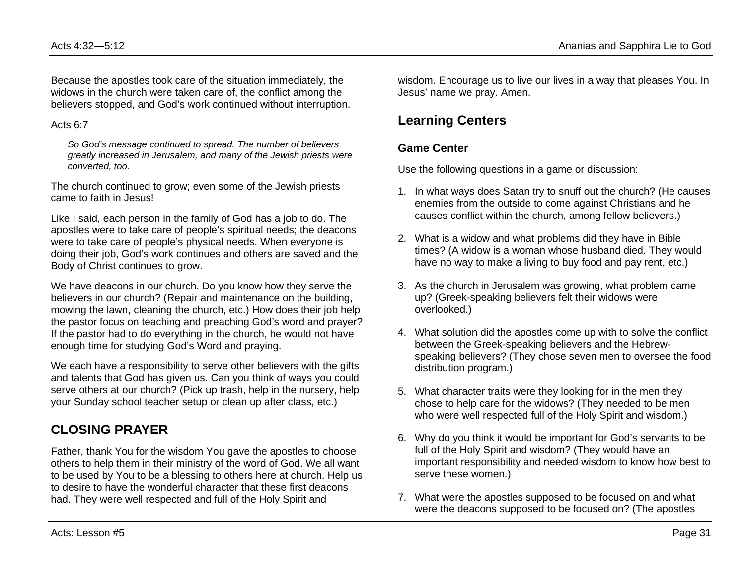Because the apostles took care of the situation immediately, the widows in the church were taken care of, the conflict among the believers stopped, and God's work continued without interruption.

Acts 6:7

> *So God's message continued to spread. The number of believers greatly increased in Jerusalem, and many of the Jewish priests were converted, too.*

The church continued to grow; even some of the Jewish priests came to faith in Jesus!

Like I said, each person in the family of God has a job to do. The apostles were to take care of people's spiritual needs; the deacons were to take care of people's physical needs. When everyone is doing their job, God's work continues and others are saved and the Body of Christ continues to grow.

We have deacons in our church. Do you know how they serve the believers in our church? (Repair and maintenance on the building, mowing the lawn, cleaning the church, etc.) How does their job help the pastor focus on teaching and preaching God's word and prayer? If the pastor had to do everything in the church, he would not have enough time for studying God's Word and praying.

We each have a responsibility to serve other believers with the gifts and talents that God has given us. Can you think of ways you could serve others at our church? (Pick up trash, help in the nursery, help your Sunday school teacher setup or clean up after class, etc.)

## CLOSING PRAYER

Father, thank You for the wisdom You gave the apostles to choose others to help them in their ministry of the word of God. We all want to be used by You to be a blessing to others here at church. Help us to desire to have the wonderful character that these first deacons had. They were well respected and full of the Holy Spirit and wisdom. Encourage us to live our lives in a way that pleases You. In Jesus' name we pray. Amen.

## Learning Centers

### Game Center

Use the following questions in a game or discussion:

1. In what ways does Satan try to snuff out the church? (He causes enemies from the outside to come against Christians and he causes conflict within the church, among fellow believers.)
2. What is a widow and what problems did they have in Bible times? (A widow is a woman whose husband died. They would have no way to make a living to buy food and pay rent, etc.)
3. As the church in Jerusalem was growing, what problem came up? (Greek-speaking believers felt their widows were overlooked.)
4. What solution did the apostles come up with to solve the conflict between the Greek-speaking believers and the Hebrew-speaking believers? (They chose seven men to oversee the food distribution program.)
5. What character traits were they looking for in the men they chose to help care for the widows? (They needed to be men who were well respected full of the Holy Spirit and wisdom.)
6. Why do you think it would be important for God's servants to be full of the Holy Spirit and wisdom? (They would have an important responsibility and needed wisdom to know how best to serve these women.)
7. What were the apostles supposed to be focused on and what were the deacons supposed to be focused on? (The apostles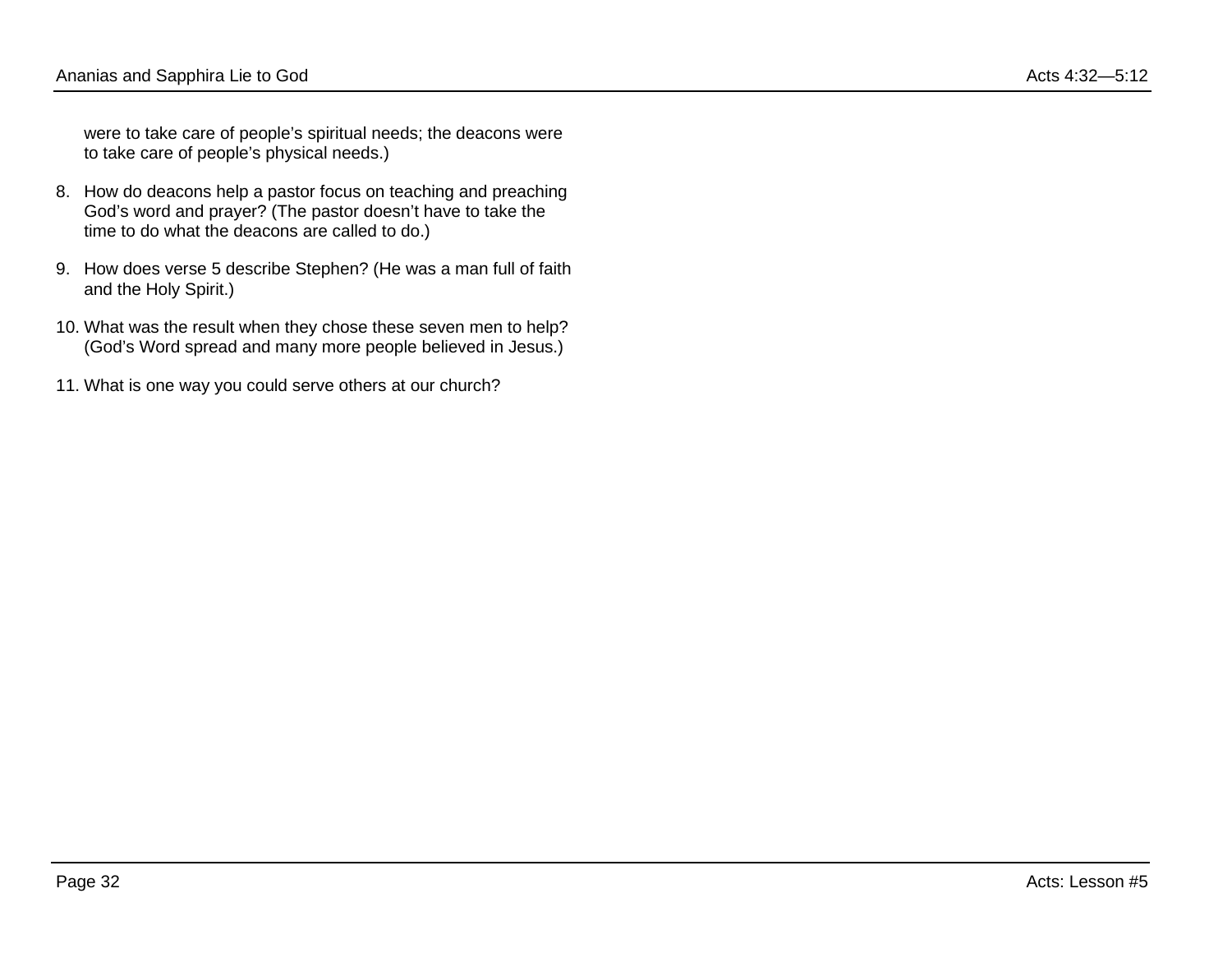were to take care of people’s spiritual needs; the deacons were to take care of people’s physical needs.)

8. How do deacons help a pastor focus on teaching and preaching God’s word and prayer? (The pastor doesn’t have to take the time to do what the deacons are called to do.)

9. How does verse 5 describe Stephen? (He was a man full of faith and the Holy Spirit.)

10. What was the result when they chose these seven men to help? (God’s Word spread and many more people believed in Jesus.)

11. What is one way you could serve others at our church?